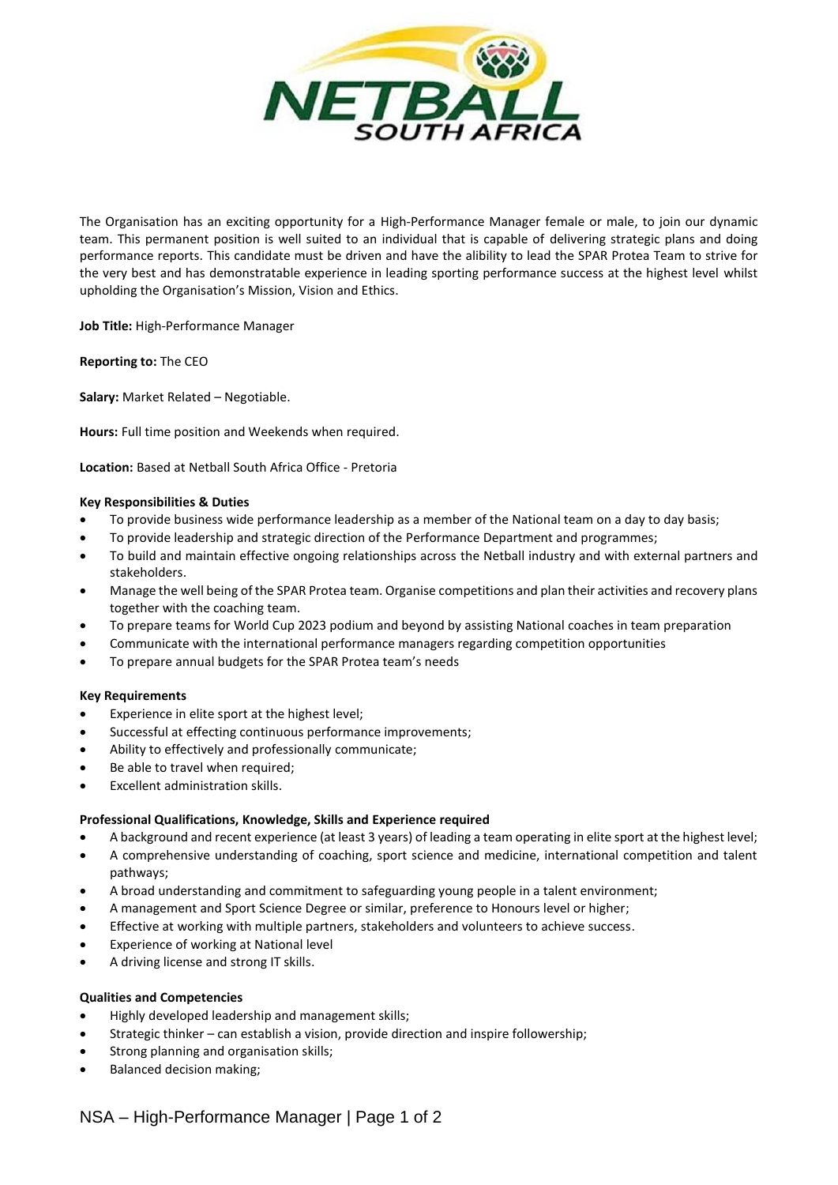NETBALL SOUTH AFRICA

The Organisation has an exciting opportunity for a High-Performance Manager female or male, to join our dynamic team. This permanent position is well suited to an individual that is capable of delivering strategic plans and doing performance reports. This candidate must be driven and have the alibility to lead the SPAR Protea Team to strive for the very best and has demonstratable experience in leading sporting performance success at the highest level whilst upholding the Organisation's Mission, Vision and Ethics.

**Job Title:** High-Performance Manager

**Reporting to:** The CEO

**Salary:** Market Related – Negotiable.

**Hours:** Full time position and Weekends when required.

**Location:** Based at Netball South Africa Office - Pretoria

**Key Responsibilities & Duties**

- To provide business wide performance leadership as a member of the National team on a day to day basis;
- To provide leadership and strategic direction of the Performance Department and programmes;
- To build and maintain effective ongoing relationships across the Netball industry and with external partners and stakeholders.
- Manage the well being of the SPAR Protea team. Organise competitions and plan their activities and recovery plans together with the coaching team.
- To prepare teams for World Cup 2023 podium and beyond by assisting National coaches in team preparation
- Communicate with the international performance managers regarding competition opportunities
- To prepare annual budgets for the SPAR Protea team's needs

**Key Requirements**

- Experience in elite sport at the highest level;
- Successful at effecting continuous performance improvements;
- Ability to effectively and professionally communicate;
- Be able to travel when required;
- Excellent administration skills.

**Professional Qualifications, Knowledge, Skills and Experience required**

- A background and recent experience (at least 3 years) of leading a team operating in elite sport at the highest level;
- A comprehensive understanding of coaching, sport science and medicine, international competition and talent pathways;
- A broad understanding and commitment to safeguarding young people in a talent environment;
- A management and Sport Science Degree or similar, preference to Honours level or higher;
- Effective at working with multiple partners, stakeholders and volunteers to achieve success.
- Experience of working at National level
- A driving license and strong IT skills.

**Qualities and Competencies**

- Highly developed leadership and management skills;
- Strategic thinker – can establish a vision, provide direction and inspire followership;
- Strong planning and organisation skills;
- Balanced decision making;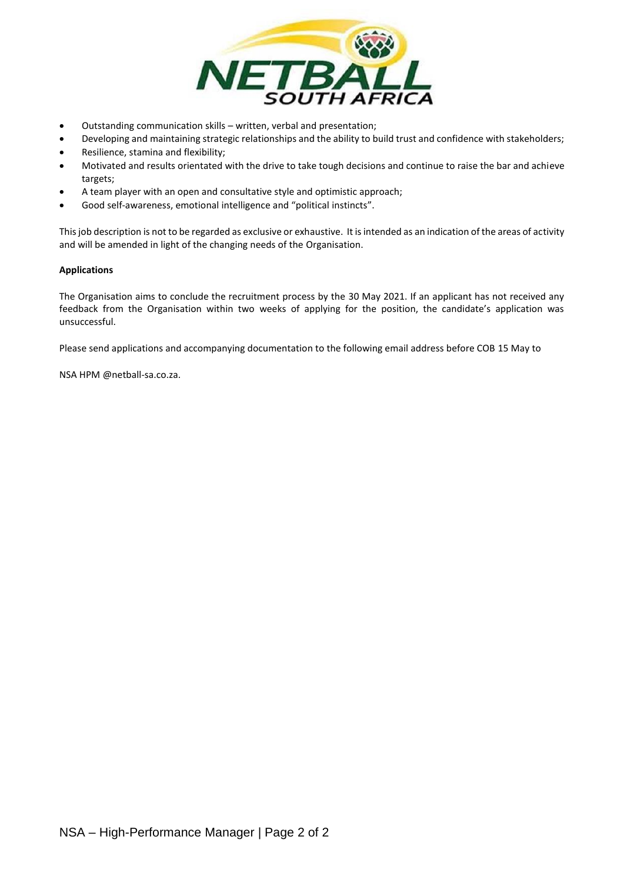- Outstanding communication skills – written, verbal and presentation;
- Developing and maintaining strategic relationships and the ability to build trust and confidence with stakeholders;
- Resilience, stamina and flexibility;
- Motivated and results orientated with the drive to take tough decisions and continue to raise the bar and achieve targets;
- A team player with an open and consultative style and optimistic approach;
- Good self-awareness, emotional intelligence and "political instincts".

This job description is not to be regarded as exclusive or exhaustive. It is intended as an indication of the areas of activity and will be amended in light of the changing needs of the Organisation.

**Applications**

The Organisation aims to conclude the recruitment process by the 30 May 2021. If an applicant has not received any feedback from the Organisation within two weeks of applying for the position, the candidate's application was unsuccessful.

Please send applications and accompanying documentation to the following email address before COB 15 May to

NSA HPM @netball-sa.co.za.